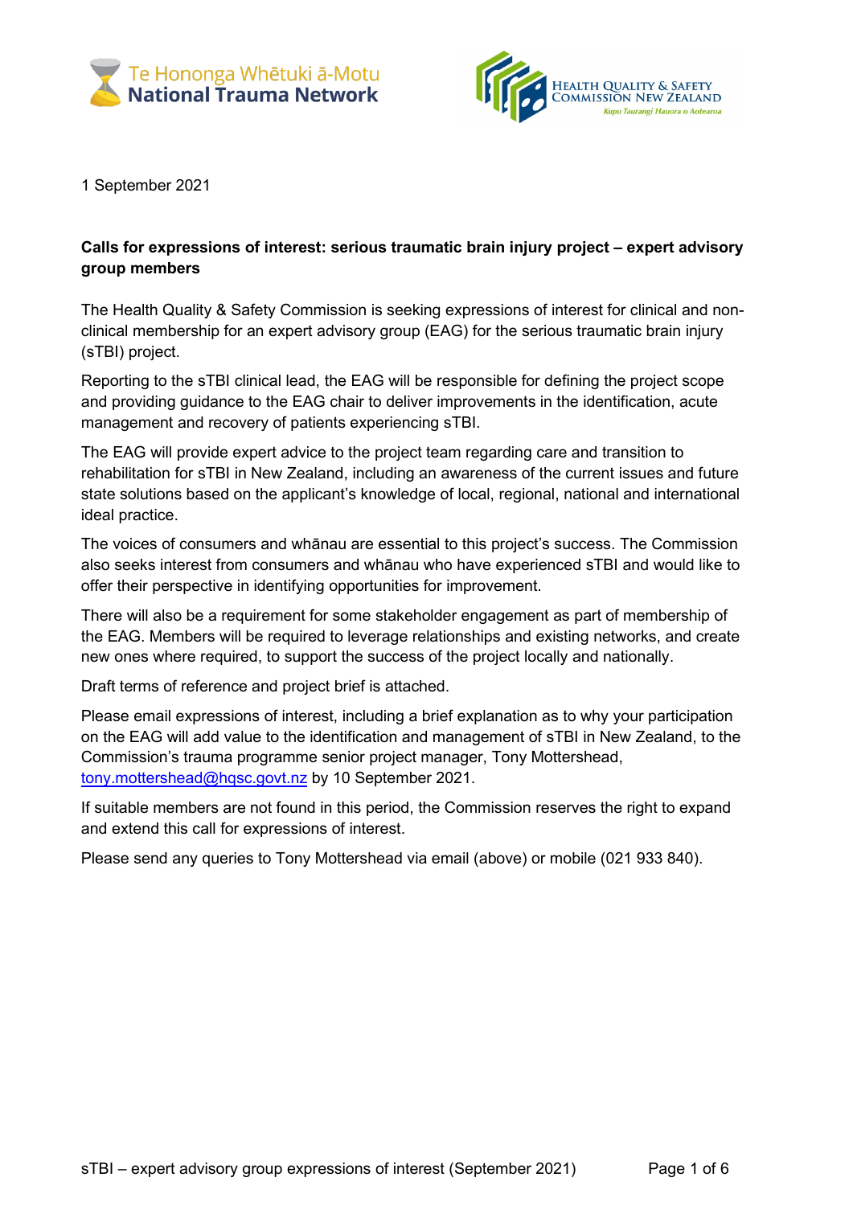Te Hononga Whētuki ā-Motu
National Trauma Network

Health Quality & Safety Commission New Zealand
Kupu Taurangi Hauora o Aotearoa

1 September 2021

**Calls for expressions of interest: serious traumatic brain injury project – expert advisory group members**

The Health Quality & Safety Commission is seeking expressions of interest for clinical and non-clinical membership for an expert advisory group (EAG) for the serious traumatic brain injury (sTBI) project.

Reporting to the sTBI clinical lead, the EAG will be responsible for defining the project scope and providing guidance to the EAG chair to deliver improvements in the identification, acute management and recovery of patients experiencing sTBI.

The EAG will provide expert advice to the project team regarding care and transition to rehabilitation for sTBI in New Zealand, including an awareness of the current issues and future state solutions based on the applicant's knowledge of local, regional, national and international ideal practice.

The voices of consumers and whānau are essential to this project's success. The Commission also seeks interest from consumers and whānau who have experienced sTBI and would like to offer their perspective in identifying opportunities for improvement.

There will also be a requirement for some stakeholder engagement as part of membership of the EAG. Members will be required to leverage relationships and existing networks, and create new ones where required, to support the success of the project locally and nationally.

Draft terms of reference and project brief is attached.

Please email expressions of interest, including a brief explanation as to why your participation on the EAG will add value to the identification and management of sTBI in New Zealand, to the Commission's trauma programme senior project manager, Tony Mottershead, tony.mottershead@hqsc.govt.nz by 10 September 2021.

If suitable members are not found in this period, the Commission reserves the right to expand and extend this call for expressions of interest.

Please send any queries to Tony Mottershead via email (above) or mobile (021 933 840).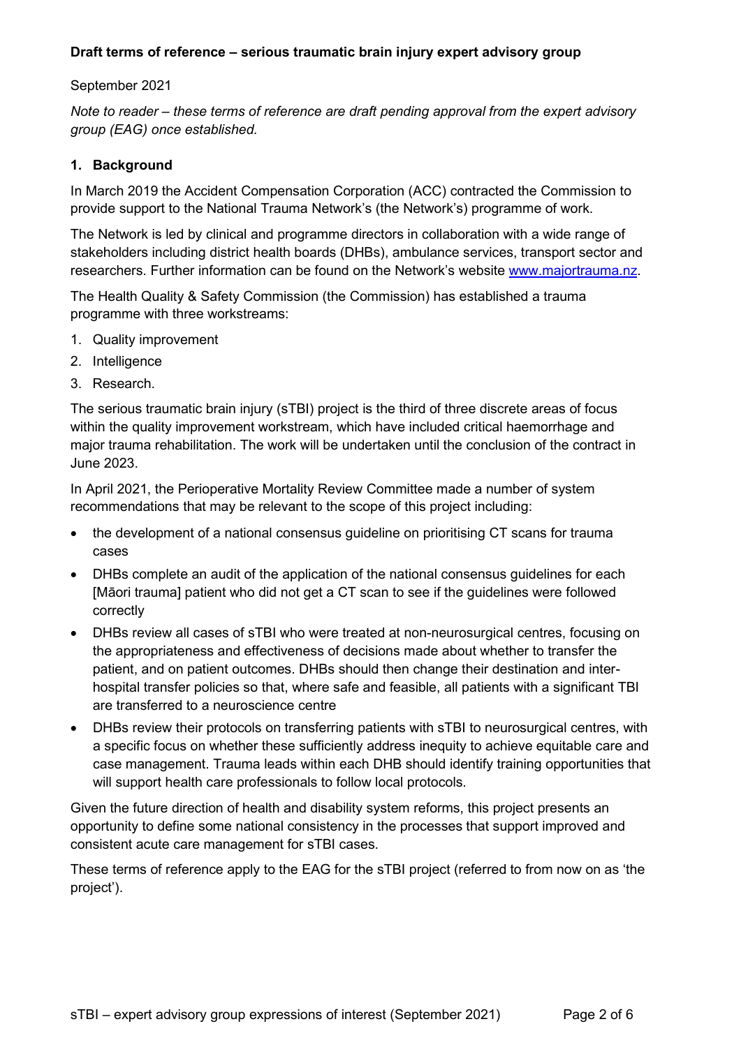**Draft terms of reference – serious traumatic brain injury expert advisory group**

September 2021

*Note to reader – these terms of reference are draft pending approval from the expert advisory group (EAG) once established.*

## 1. Background

In March 2019 the Accident Compensation Corporation (ACC) contracted the Commission to provide support to the National Trauma Network's (the Network's) programme of work.

The Network is led by clinical and programme directors in collaboration with a wide range of stakeholders including district health boards (DHBs), ambulance services, transport sector and researchers. Further information can be found on the Network's website [www.majortrauma.nz](www.majortrauma.nz).

The Health Quality & Safety Commission (the Commission) has established a trauma programme with three workstreams:

1. Quality improvement
2. Intelligence
3. Research.

The serious traumatic brain injury (sTBI) project is the third of three discrete areas of focus within the quality improvement workstream, which have included critical haemorrhage and major trauma rehabilitation. The work will be undertaken until the conclusion of the contract in June 2023.

In April 2021, the Perioperative Mortality Review Committee made a number of system recommendations that may be relevant to the scope of this project including:

- the development of a national consensus guideline on prioritising CT scans for trauma cases
- DHBs complete an audit of the application of the national consensus guidelines for each [Māori trauma] patient who did not get a CT scan to see if the guidelines were followed correctly
- DHBs review all cases of sTBI who were treated at non-neurosurgical centres, focusing on the appropriateness and effectiveness of decisions made about whether to transfer the patient, and on patient outcomes. DHBs should then change their destination and inter-hospital transfer policies so that, where safe and feasible, all patients with a significant TBI are transferred to a neuroscience centre
- DHBs review their protocols on transferring patients with sTBI to neurosurgical centres, with a specific focus on whether these sufficiently address inequity to achieve equitable care and case management. Trauma leads within each DHB should identify training opportunities that will support health care professionals to follow local protocols.

Given the future direction of health and disability system reforms, this project presents an opportunity to define some national consistency in the processes that support improved and consistent acute care management for sTBI cases.

These terms of reference apply to the EAG for the sTBI project (referred to from now on as 'the project').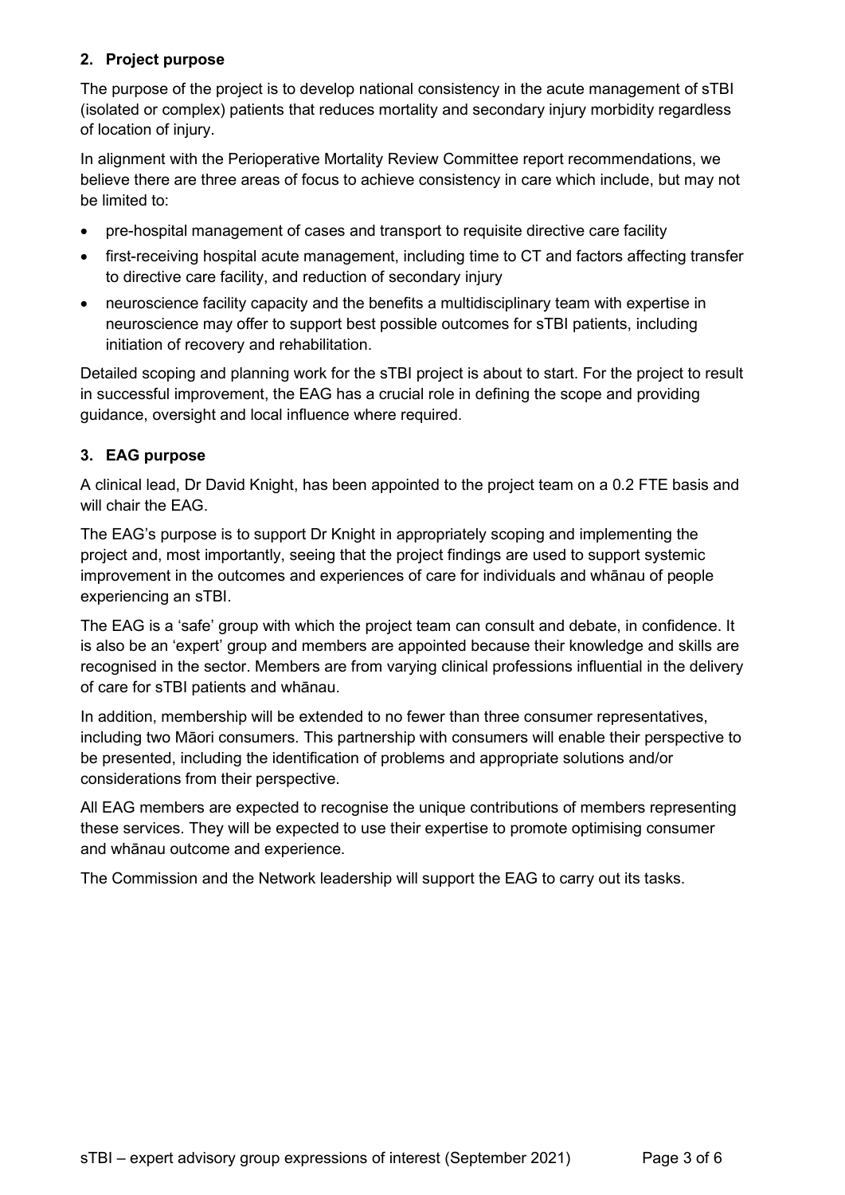## 2. Project purpose

The purpose of the project is to develop national consistency in the acute management of sTBI (isolated or complex) patients that reduces mortality and secondary injury morbidity regardless of location of injury.

In alignment with the Perioperative Mortality Review Committee report recommendations, we believe there are three areas of focus to achieve consistency in care which include, but may not be limited to:

- pre-hospital management of cases and transport to requisite directive care facility
- first-receiving hospital acute management, including time to CT and factors affecting transfer to directive care facility, and reduction of secondary injury
- neuroscience facility capacity and the benefits a multidisciplinary team with expertise in neuroscience may offer to support best possible outcomes for sTBI patients, including initiation of recovery and rehabilitation.

Detailed scoping and planning work for the sTBI project is about to start. For the project to result in successful improvement, the EAG has a crucial role in defining the scope and providing guidance, oversight and local influence where required.

## 3. EAG purpose

A clinical lead, Dr David Knight, has been appointed to the project team on a 0.2 FTE basis and will chair the EAG.

The EAG's purpose is to support Dr Knight in appropriately scoping and implementing the project and, most importantly, seeing that the project findings are used to support systemic improvement in the outcomes and experiences of care for individuals and whānau of people experiencing an sTBI.

The EAG is a 'safe' group with which the project team can consult and debate, in confidence. It is also be an 'expert' group and members are appointed because their knowledge and skills are recognised in the sector. Members are from varying clinical professions influential in the delivery of care for sTBI patients and whānau.

In addition, membership will be extended to no fewer than three consumer representatives, including two Māori consumers. This partnership with consumers will enable their perspective to be presented, including the identification of problems and appropriate solutions and/or considerations from their perspective.

All EAG members are expected to recognise the unique contributions of members representing these services. They will be expected to use their expertise to promote optimising consumer and whānau outcome and experience.

The Commission and the Network leadership will support the EAG to carry out its tasks.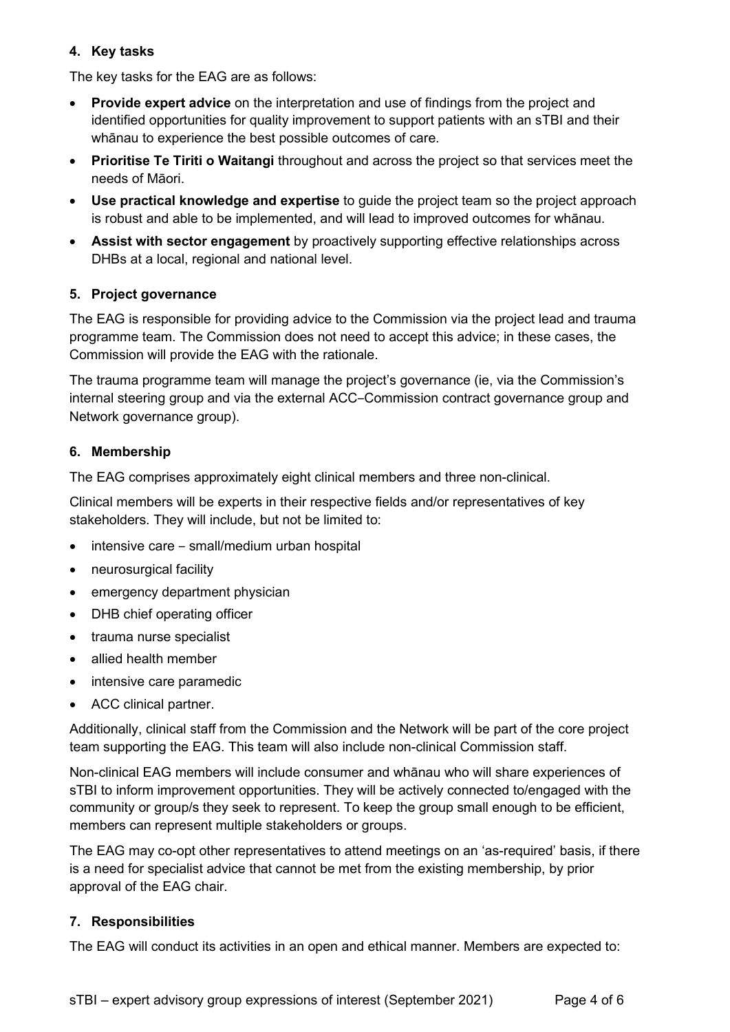## 4. Key tasks

The key tasks for the EAG are as follows:

- **Provide expert advice** on the interpretation and use of findings from the project and identified opportunities for quality improvement to support patients with an sTBI and their whānau to experience the best possible outcomes of care.
- **Prioritise Te Tiriti o Waitangi** throughout and across the project so that services meet the needs of Māori.
- **Use practical knowledge and expertise** to guide the project team so the project approach is robust and able to be implemented, and will lead to improved outcomes for whānau.
- **Assist with sector engagement** by proactively supporting effective relationships across DHBs at a local, regional and national level.

## 5. Project governance

The EAG is responsible for providing advice to the Commission via the project lead and trauma programme team. The Commission does not need to accept this advice; in these cases, the Commission will provide the EAG with the rationale.

The trauma programme team will manage the project's governance (ie, via the Commission's internal steering group and via the external ACC–Commission contract governance group and Network governance group).

## 6. Membership

The EAG comprises approximately eight clinical members and three non-clinical.

Clinical members will be experts in their respective fields and/or representatives of key stakeholders. They will include, but not be limited to:

- intensive care – small/medium urban hospital
- neurosurgical facility
- emergency department physician
- DHB chief operating officer
- trauma nurse specialist
- allied health member
- intensive care paramedic
- ACC clinical partner.

Additionally, clinical staff from the Commission and the Network will be part of the core project team supporting the EAG. This team will also include non-clinical Commission staff.

Non-clinical EAG members will include consumer and whānau who will share experiences of sTBI to inform improvement opportunities. They will be actively connected to/engaged with the community or group/s they seek to represent. To keep the group small enough to be efficient, members can represent multiple stakeholders or groups.

The EAG may co-opt other representatives to attend meetings on an 'as-required' basis, if there is a need for specialist advice that cannot be met from the existing membership, by prior approval of the EAG chair.

## 7. Responsibilities

The EAG will conduct its activities in an open and ethical manner. Members are expected to: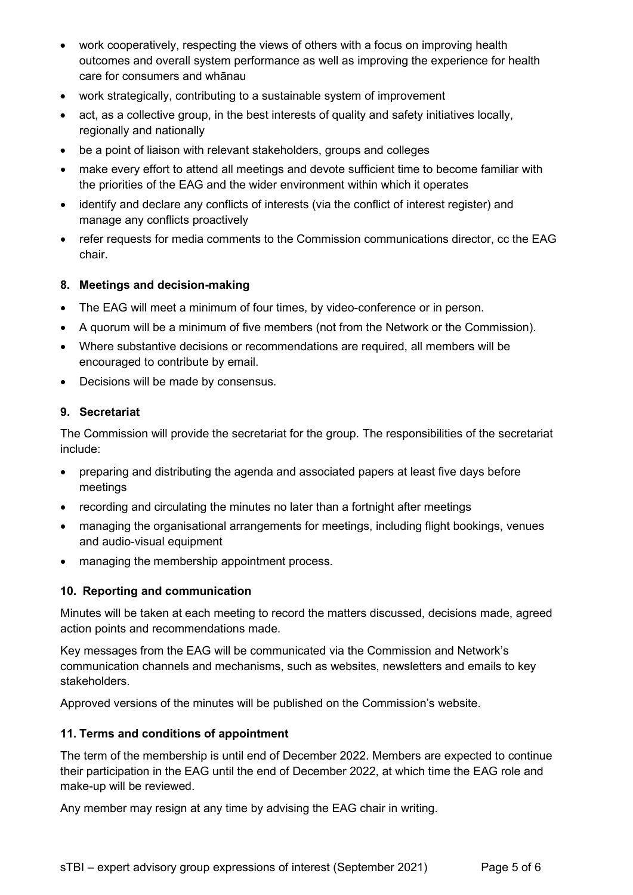- work cooperatively, respecting the views of others with a focus on improving health outcomes and overall system performance as well as improving the experience for health care for consumers and whānau
- work strategically, contributing to a sustainable system of improvement
- act, as a collective group, in the best interests of quality and safety initiatives locally, regionally and nationally
- be a point of liaison with relevant stakeholders, groups and colleges
- make every effort to attend all meetings and devote sufficient time to become familiar with the priorities of the EAG and the wider environment within which it operates
- identify and declare any conflicts of interests (via the conflict of interest register) and manage any conflicts proactively
- refer requests for media comments to the Commission communications director, cc the EAG chair.

### 8. Meetings and decision-making

- The EAG will meet a minimum of four times, by video-conference or in person.
- A quorum will be a minimum of five members (not from the Network or the Commission).
- Where substantive decisions or recommendations are required, all members will be encouraged to contribute by email.
- Decisions will be made by consensus.

### 9. Secretariat

The Commission will provide the secretariat for the group. The responsibilities of the secretariat include:

- preparing and distributing the agenda and associated papers at least five days before meetings
- recording and circulating the minutes no later than a fortnight after meetings
- managing the organisational arrangements for meetings, including flight bookings, venues and audio-visual equipment
- managing the membership appointment process.

### 10. Reporting and communication

Minutes will be taken at each meeting to record the matters discussed, decisions made, agreed action points and recommendations made.

Key messages from the EAG will be communicated via the Commission and Network's communication channels and mechanisms, such as websites, newsletters and emails to key stakeholders.

Approved versions of the minutes will be published on the Commission's website.

### 11. Terms and conditions of appointment

The term of the membership is until end of December 2022. Members are expected to continue their participation in the EAG until the end of December 2022, at which time the EAG role and make-up will be reviewed.

Any member may resign at any time by advising the EAG chair in writing.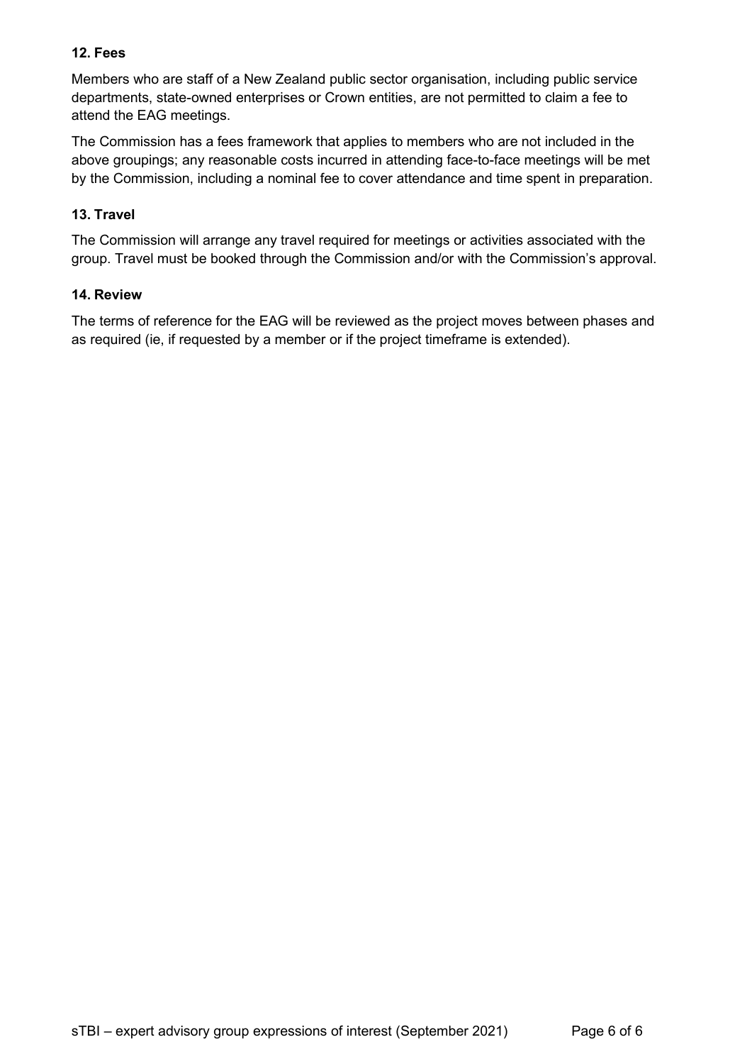### 12. Fees

Members who are staff of a New Zealand public sector organisation, including public service departments, state-owned enterprises or Crown entities, are not permitted to claim a fee to attend the EAG meetings.

The Commission has a fees framework that applies to members who are not included in the above groupings; any reasonable costs incurred in attending face-to-face meetings will be met by the Commission, including a nominal fee to cover attendance and time spent in preparation.

### 13. Travel

The Commission will arrange any travel required for meetings or activities associated with the group. Travel must be booked through the Commission and/or with the Commission's approval.

### 14. Review

The terms of reference for the EAG will be reviewed as the project moves between phases and as required (ie, if requested by a member or if the project timeframe is extended).